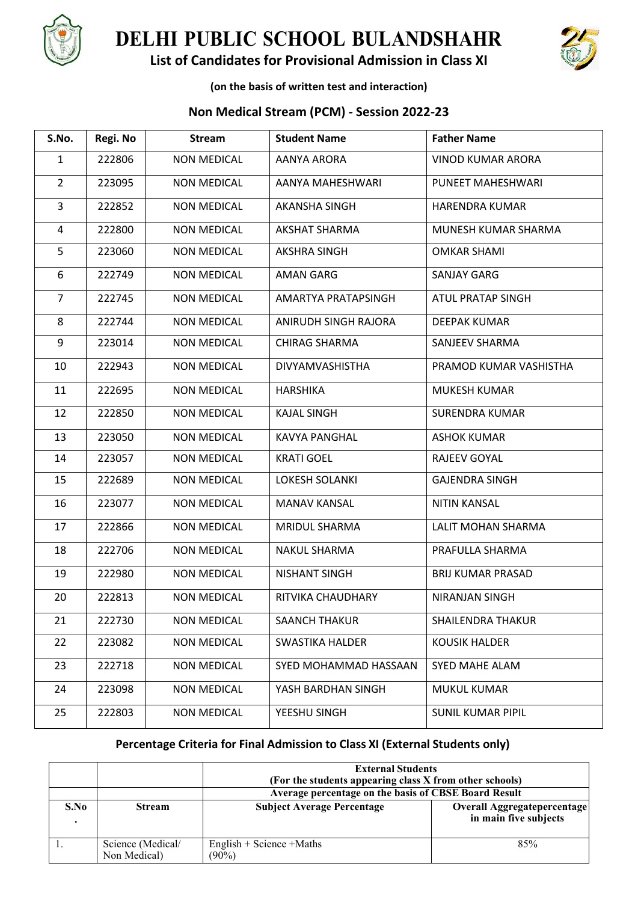# DELHI PUBLIC SCHOOL BULANDSHAHR

## List of Candidates for Provisional Admission in Class XI

**(on the basis of written test and interaction)**

### Non Medical Stream (PCM) - Session 2022-23

| S.No. | Regi. No | Stream | Student Name | Father Name |
|---|---|---|---|---|
| 1 | 222806 | NON MEDICAL | AANYA ARORA | VINOD KUMAR ARORA |
| 2 | 223095 | NON MEDICAL | AANYA MAHESHWARI | PUNEET MAHESHWARI |
| 3 | 222852 | NON MEDICAL | AKANSHA SINGH | HARENDRA KUMAR |
| 4 | 222800 | NON MEDICAL | AKSHAT SHARMA | MUNESH KUMAR SHARMA |
| 5 | 223060 | NON MEDICAL | AKSHRA SINGH | OMKAR SHAMI |
| 6 | 222749 | NON MEDICAL | AMAN GARG | SANJAY GARG |
| 7 | 222745 | NON MEDICAL | AMARTYA PRATAPSINGH | ATUL PRATAP SINGH |
| 8 | 222744 | NON MEDICAL | ANIRUDH SINGH RAJORA | DEEPAK KUMAR |
| 9 | 223014 | NON MEDICAL | CHIRAG SHARMA | SANJEEV SHARMA |
| 10 | 222943 | NON MEDICAL | DIVYAMVASHISTHA | PRAMOD KUMAR VASHISTHA |
| 11 | 222695 | NON MEDICAL | HARSHIKA | MUKESH KUMAR |
| 12 | 222850 | NON MEDICAL | KAJAL SINGH | SURENDRA KUMAR |
| 13 | 223050 | NON MEDICAL | KAVYA PANGHAL | ASHOK KUMAR |
| 14 | 223057 | NON MEDICAL | KRATI GOEL | RAJEEV GOYAL |
| 15 | 222689 | NON MEDICAL | LOKESH SOLANKI | GAJENDRA SINGH |
| 16 | 223077 | NON MEDICAL | MANAV KANSAL | NITIN KANSAL |
| 17 | 222866 | NON MEDICAL | MRIDUL SHARMA | LALIT MOHAN SHARMA |
| 18 | 222706 | NON MEDICAL | NAKUL SHARMA | PRAFULLA SHARMA |
| 19 | 222980 | NON MEDICAL | NISHANT SINGH | BRIJ KUMAR PRASAD |
| 20 | 222813 | NON MEDICAL | RITVIKA CHAUDHARY | NIRANJAN SINGH |
| 21 | 222730 | NON MEDICAL | SAANCH THAKUR | SHAILENDRA THAKUR |
| 22 | 223082 | NON MEDICAL | SWASTIKA HALDER | KOUSIK HALDER |
| 23 | 222718 | NON MEDICAL | SYED MOHAMMAD HASSAAN | SYED MAHE ALAM |
| 24 | 223098 | NON MEDICAL | YASH BARDHAN SINGH | MUKUL KUMAR |
| 25 | 222803 | NON MEDICAL | YEESHU SINGH | SUNIL KUMAR PIPIL |

### Percentage Criteria for Final Admission to Class XI (External Students only)

| | | External Students (For the students appearing class X from other schools) | |
|---|---|---|---|
| | | Average percentage on the basis of CBSE Board Result | |
| S.No. | Stream | Subject Average Percentage | Overall Aggregatepercentage in main five subjects |
| 1. | Science (Medical/ Non Medical) | English + Science +Maths (90%) | 85% |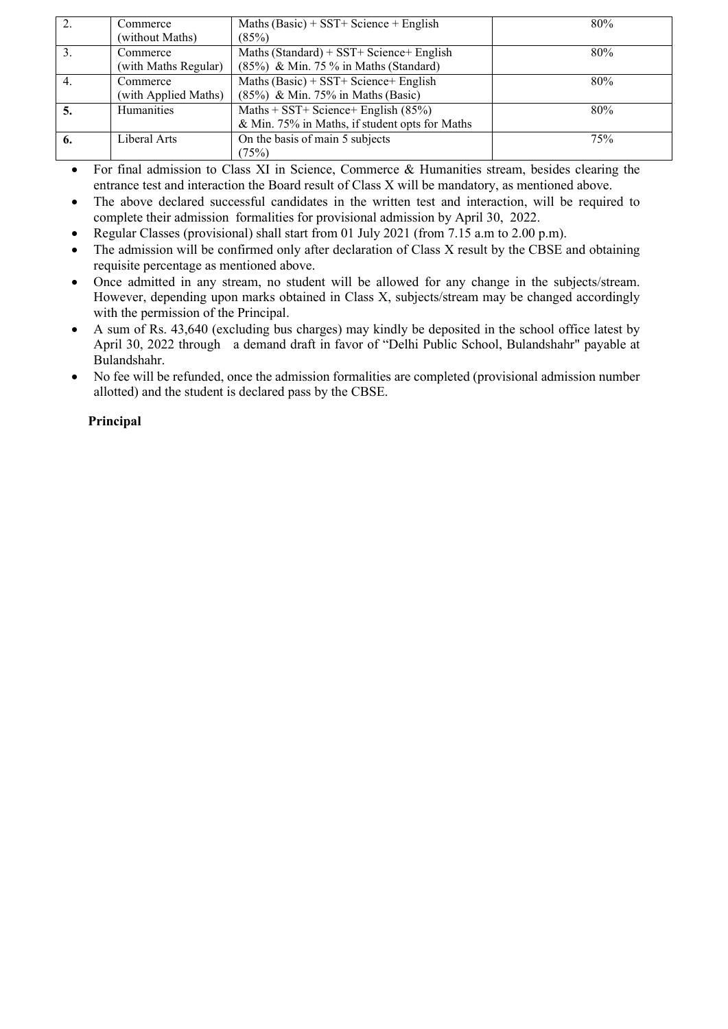| | | | |
|---|---|---|---|
| 2. | Commerce (without Maths) | Maths (Basic) + SST+ Science + English (85%) | 80% |
| 3. | Commerce (with Maths Regular) | Maths (Standard) + SST+ Science+ English (85%) & Min. 75 % in Maths (Standard) | 80% |
| 4. | Commerce (with Applied Maths) | Maths (Basic) + SST+ Science+ English (85%) & Min. 75% in Maths (Basic) | 80% |
| **5.** | Humanities | Maths + SST+ Science+ English (85%) & Min. 75% in Maths, if student opts for Maths | 80% |
| **6.** | Liberal Arts | On the basis of main 5 subjects (75%) | 75% |

- For final admission to Class XI in Science, Commerce & Humanities stream, besides clearing the entrance test and interaction the Board result of Class X will be mandatory, as mentioned above.
- The above declared successful candidates in the written test and interaction, will be required to complete their admission formalities for provisional admission by April 30, 2022.
- Regular Classes (provisional) shall start from 01 July 2021 (from 7.15 a.m to 2.00 p.m).
- The admission will be confirmed only after declaration of Class X result by the CBSE and obtaining requisite percentage as mentioned above.
- Once admitted in any stream, no student will be allowed for any change in the subjects/stream. However, depending upon marks obtained in Class X, subjects/stream may be changed accordingly with the permission of the Principal.
- A sum of Rs. 43,640 (excluding bus charges) may kindly be deposited in the school office latest by April 30, 2022 through a demand draft in favor of "Delhi Public School, Bulandshahr" payable at Bulandshahr.
- No fee will be refunded, once the admission formalities are completed (provisional admission number allotted) and the student is declared pass by the CBSE.

**Principal**